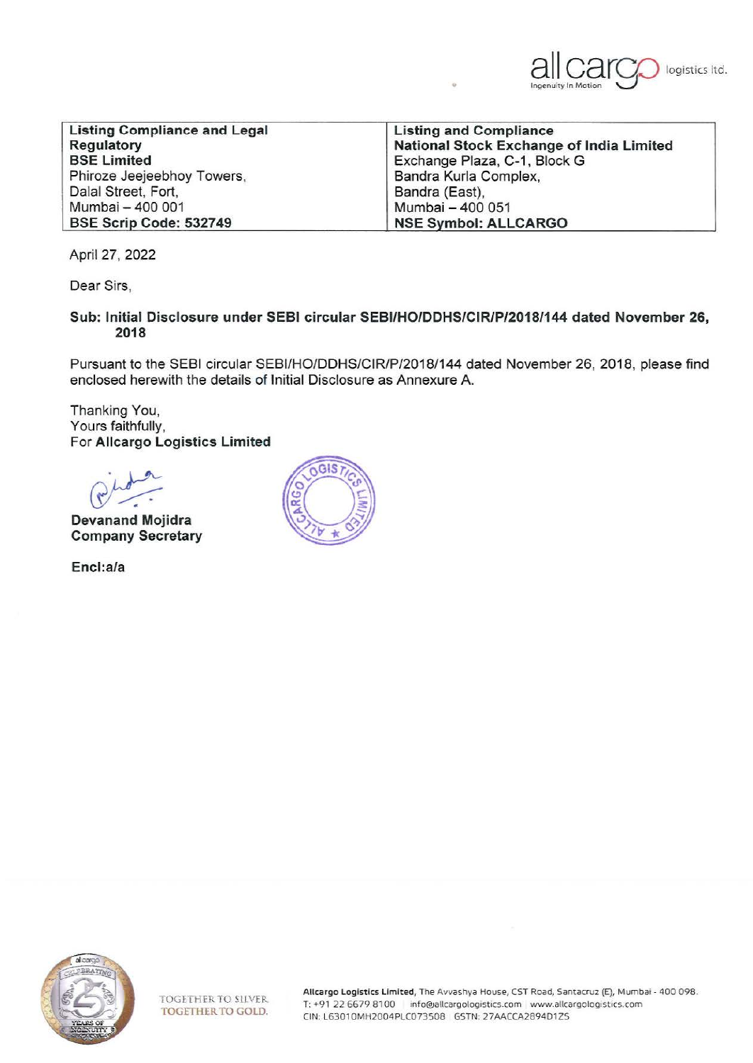| Listing Compliance and Legal Regulatory<br>**BSE Limited**<br>Phiroze Jeejeebhoy Towers,<br>Dalal Street, Fort,<br>Mumbai – 400 001<br>**BSE Scrip Code: 532749** | **Listing and Compliance**<br>**National Stock Exchange of India Limited**<br>Exchange Plaza, C-1, Block G<br>Bandra Kurla Complex,<br>Bandra (East),<br>Mumbai – 400 051<br>**NSE Symbol: ALLCARGO** |
|---|---|

April 27, 2022

Dear Sirs,

**Sub: Initial Disclosure under SEBI circular SEBI/HO/DDHS/CIR/P/2018/144 dated November 26, 2018**

Pursuant to the SEBI circular SEBI/HO/DDHS/CIR/P/2018/144 dated November 26, 2018, please find enclosed herewith the details of Initial Disclosure as Annexure A.

Thanking You,
Yours faithfully,
For **Allcargo Logistics Limited**

**Devanand Mojidra**
**Company Secretary**

**Encl:a/a**

TOGETHER TO SILVER.
TOGETHER TO GOLD.

**Allcargo Logistics Limited**, The Avvashya House, CST Road, Santacruz (E), Mumbai - 400 098.
T: +91 22 6679 8100 | info@allcargologistics.com | www.allcargologistics.com
CIN: L63010MH2004PLC073508 | GSTN: 27AACCA2894D1ZS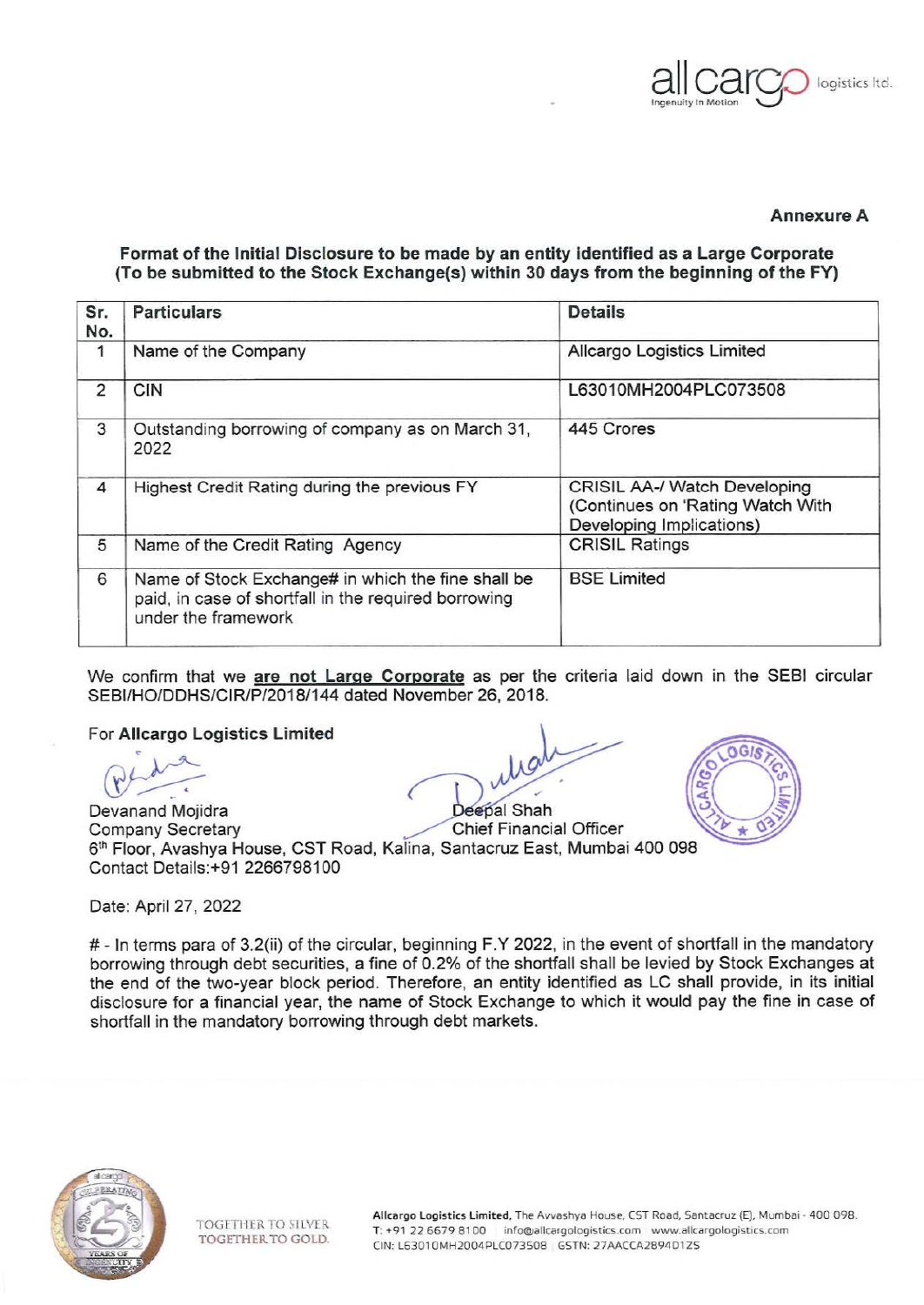## Annexure A

**Format of the Initial Disclosure to be made by an entity identified as a Large Corporate (To be submitted to the Stock Exchange(s) within 30 days from the beginning of the FY)**

| Sr. No. | Particulars | Details |
|---|---|---|
| 1 | Name of the Company | Allcargo Logistics Limited |
| 2 | CIN | L63010MH2004PLC073508 |
| 3 | Outstanding borrowing of company as on March 31, 2022 | 445 Crores |
| 4 | Highest Credit Rating during the previous FY | CRISIL AA-/ Watch Developing (Continues on 'Rating Watch With Developing Implications) |
| 5 | Name of the Credit Rating Agency | CRISIL Ratings |
| 6 | Name of Stock Exchange# in which the fine shall be paid, in case of shortfall in the required borrowing under the framework | BSE Limited |

We confirm that we **are not Large Corporate** as per the criteria laid down in the SEBI circular SEBI/HO/DDHS/CIR/P/2018/144 dated November 26, 2018.

For **Allcargo Logistics Limited**

Devanand Mojidra
Company Secretary

Deepal Shah
Chief Financial Officer

6th Floor, Avashya House, CST Road, Kalina, Santacruz East, Mumbai 400 098
Contact Details:+91 2266798100

Date: April 27, 2022

# - In terms para of 3.2(ii) of the circular, beginning F.Y 2022, in the event of shortfall in the mandatory borrowing through debt securities, a fine of 0.2% of the shortfall shall be levied by Stock Exchanges at the end of the two-year block period. Therefore, an entity identified as LC shall provide, in its initial disclosure for a financial year, the name of Stock Exchange to which it would pay the fine in case of shortfall in the mandatory borrowing through debt markets.